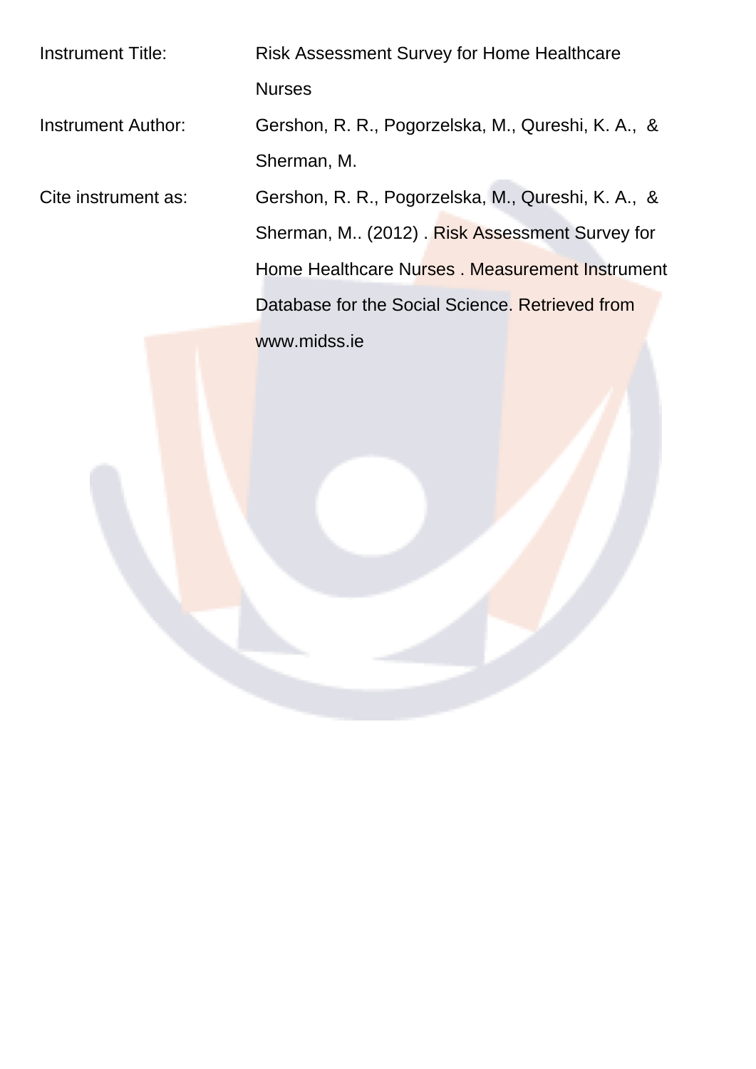| | |
|---|---|
| Instrument Title: | Risk Assessment Survey for Home Healthcare Nurses |
| Instrument Author: | Gershon, R. R., Pogorzelska, M., Qureshi, K. A., & Sherman, M. |
| Cite instrument as: | Gershon, R. R., Pogorzelska, M., Qureshi, K. A., & Sherman, M.. (2012) . Risk Assessment Survey for Home Healthcare Nurses . Measurement Instrument Database for the Social Science. Retrieved from www.midss.ie |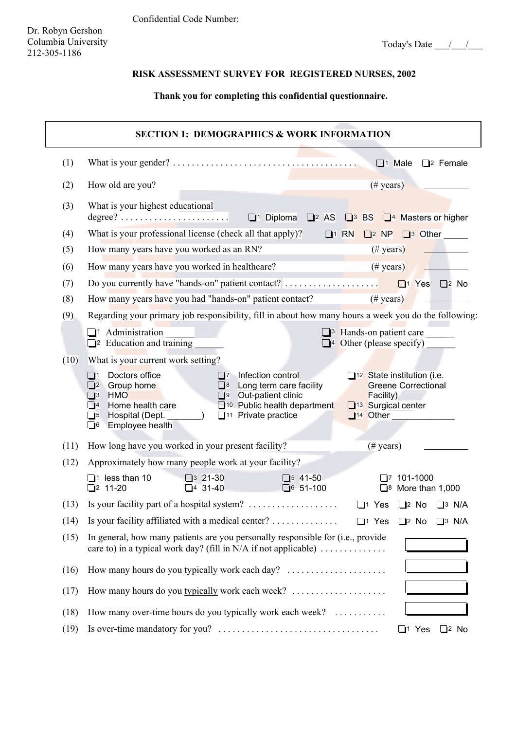Confidential Code Number:

Dr. Robyn Gershon
Columbia University
212-305-1186

Today's Date ___/___/___

**RISK ASSESSMENT SURVEY FOR REGISTERED NURSES, 2002**

**Thank you for completing this confidential questionnaire.**

## SECTION 1: DEMOGRAPHICS & WORK INFORMATION

(1) What is your gender? . . . . . . . . . . . . . . . . . . . . . . . . . . . . . . . . . . . . . . ❑1 Male ❑2 Female

(2) How old are you? (# years) __________

(3) What is your highest educational degree? . . . . . . . . . . . . . . . . . . . . . . . ❑1 Diploma ❑2 AS ❑3 BS ❑4 Masters or higher

(4) What is your professional license (check all that apply)? ❑1 RN ❑2 NP ❑3 Other _____

(5) How many years have you worked as an RN? (# years) __________

(6) How many years have you worked in healthcare? (# years) __________

(7) Do you currently have "hands-on" patient contact? . . . . . . . . . . . . . . . . . . . . ❑1 Yes ❑2 No

(8) How many years have you had "hands-on" patient contact? (# years) __________

(9) Regarding your primary job responsibility, fill in about how many hours a week you do the following:

❑1 Administration ______
❑2 Education and training ______
❑3 Hands-on patient care ______
❑4 Other (please specify) ______

(10) What is your current work setting?

❑1 Doctors office
❑2 Group home
❑3 HMO
❑4 Home health care
❑5 Hospital (Dept. _______)
❑6 Employee health
❑7 Infection control
❑8 Long term care facility
❑9 Out-patient clinic
❑10 Public health department
❑11 Private practice
❑12 State institution (i.e. Greene Correctional Facility)
❑13 Surgical center
❑14 Other _____________

(11) How long have you worked in your present facility? (# years) __________

(12) Approximately how many people work at your facility?

❑1 less than 10
❑2 11-20
❑3 21-30
❑4 31-40
❑5 41-50
❑6 51-100
❑7 101-1000
❑8 More than 1,000

(13) Is your facility part of a hospital system? . . . . . . . . . . . . . . . . . . . ❑1 Yes ❑2 No ❑3 N/A

(14) Is your facility affiliated with a medical center? . . . . . . . . . . . . . . ❑1 Yes ❑2 No ❑3 N/A

(15) In general, how many patients are you personally responsible for (i.e., provide care to) in a typical work day? (fill in N/A if not applicable) . . . . . . . . . . . . . . [ ]

(16) How many hours do you typically work each day? . . . . . . . . . . . . . . . . . . . . . [ ]

(17) How many hours do you typically work each week? . . . . . . . . . . . . . . . . . . . . [ ]

(18) How many over-time hours do you typically work each week? . . . . . . . . . . . [ ]

(19) Is over-time mandatory for you? . . . . . . . . . . . . . . . . . . . . . . . . . . . . . . . . . . ❑1 Yes ❑2 No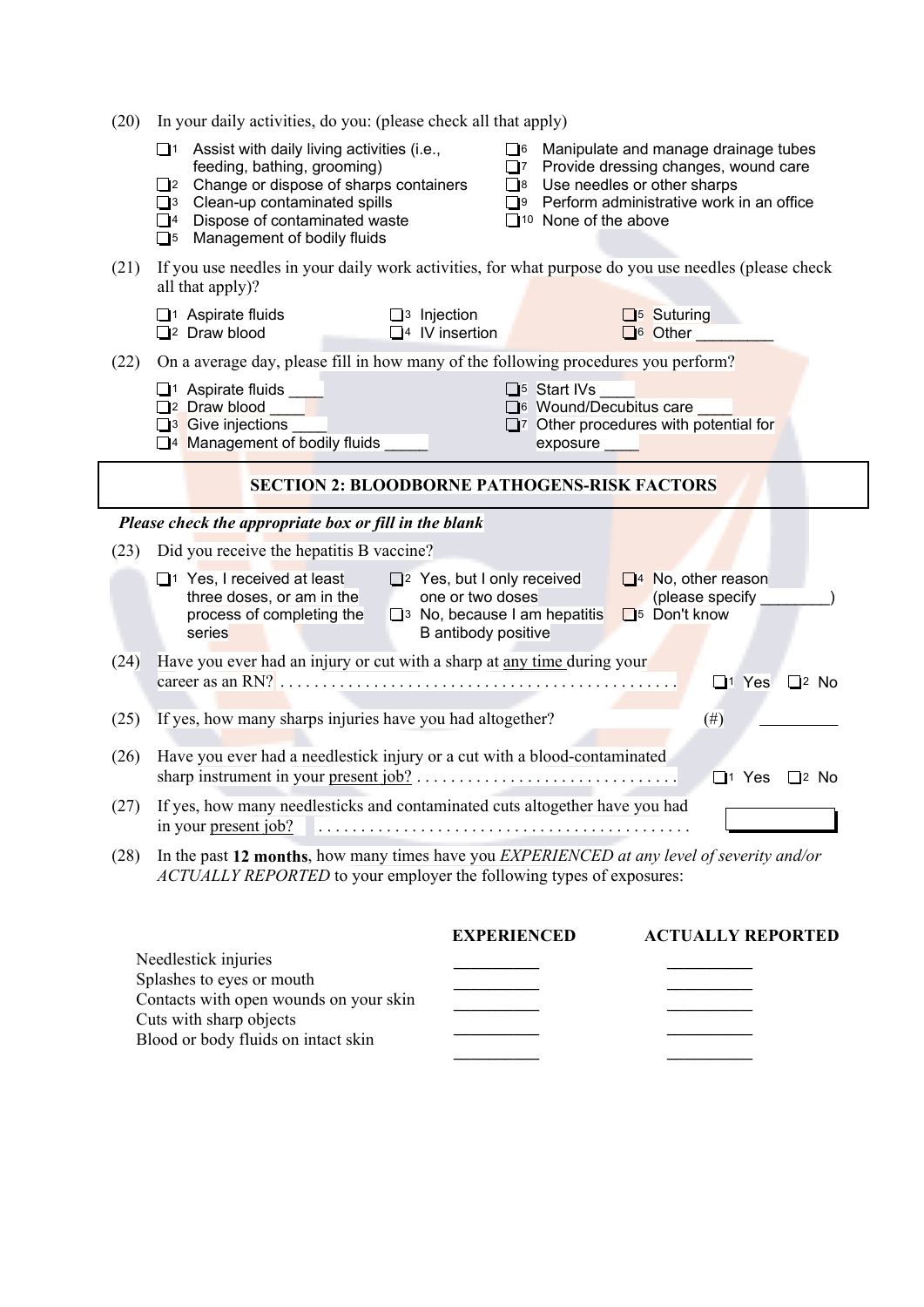(20) In your daily activities, do you: (please check all that apply)

- ☐1 Assist with daily living activities (i.e., feeding, bathing, grooming)
- ☐2 Change or dispose of sharps containers
- ☐3 Clean-up contaminated spills
- ☐4 Dispose of contaminated waste
- ☐5 Management of bodily fluids
- ☐6 Manipulate and manage drainage tubes
- ☐7 Provide dressing changes, wound care
- ☐8 Use needles or other sharps
- ☐9 Perform administrative work in an office
- ☐10 None of the above

(21) If you use needles in your daily work activities, for what purpose do you use needles (please check all that apply)?

- ☐1 Aspirate fluids
- ☐2 Draw blood
- ☐3 Injection
- ☐4 IV insertion
- ☐5 Suturing
- ☐6 Other _________

(22) On a average day, please fill in how many of the following procedures you perform?

- ☐1 Aspirate fluids ____
- ☐2 Draw blood ____
- ☐3 Give injections ____
- ☐4 Management of bodily fluids _____
- ☐5 Start IVs ____
- ☐6 Wound/Decubitus care ____
- ☐7 Other procedures with potential for exposure ____

## SECTION 2: BLOODBORNE PATHOGENS-RISK FACTORS

***Please check the appropriate box or fill in the blank***

(23) Did you receive the hepatitis B vaccine?

- ☐1 Yes, I received at least three doses, or am in the process of completing the series
- ☐2 Yes, but I only received one or two doses
- ☐3 No, because I am hepatitis B antibody positive
- ☐4 No, other reason (please specify ________)
- ☐5 Don't know

(24) Have you ever had an injury or cut with a sharp at any time during your career as an RN? . . . . . . . . . . ☐1 Yes ☐2 No

(25) If yes, how many sharps injuries have you had altogether? (#) _________

(26) Have you ever had a needlestick injury or a cut with a blood-contaminated sharp instrument in your present job? . . . . . . . . . . ☐1 Yes ☐2 No

(27) If yes, how many needlesticks and contaminated cuts altogether have you had in your present job? . . . . . . . . . . ☐

(28) In the past **12 months**, how many times have you *EXPERIENCED at any level of severity and/or ACTUALLY REPORTED* to your employer the following types of exposures:

| | EXPERIENCED | ACTUALLY REPORTED |
|---|---|---|
| Needlestick injuries | _________ | _________ |
| Splashes to eyes or mouth | _________ | _________ |
| Contacts with open wounds on your skin | _________ | _________ |
| Cuts with sharp objects | _________ | _________ |
| Blood or body fluids on intact skin | _________ | _________ |
| | _________ | _________ |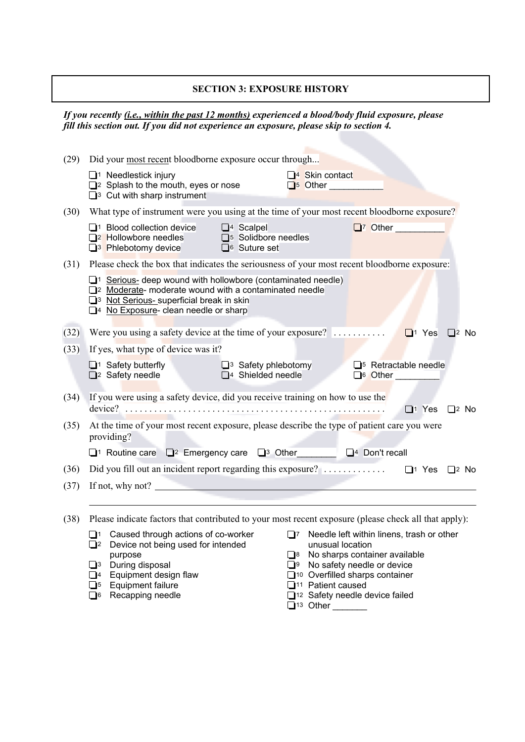## SECTION 3: EXPOSURE HISTORY

***If you recently (i.e., within the past 12 months) experienced a blood/body fluid exposure, please fill this section out. If you did not experience an exposure, please skip to section 4.***

(29) Did your most recent bloodborne exposure occur through...

- ❑1 Needlestick injury
- ❑2 Splash to the mouth, eyes or nose
- ❑3 Cut with sharp instrument
- ❑4 Skin contact
- ❑5 Other ___________

(30) What type of instrument were you using at the time of your most recent bloodborne exposure?

- ❑1 Blood collection device
- ❑2 Hollowbore needles
- ❑3 Phlebotomy device
- ❑4 Scalpel
- ❑5 Solidbore needles
- ❑6 Suture set
- ❑7 Other __________

(31) Please check the box that indicates the seriousness of your most recent bloodborne exposure:

- ❑1 Serious- deep wound with hollowbore (contaminated needle)
- ❑2 Moderate- moderate wound with a contaminated needle
- ❑3 Not Serious- superficial break in skin
- ❑4 No Exposure- clean needle or sharp

(32) Were you using a safety device at the time of your exposure? ........... ❑1 Yes ❑2 No

(33) If yes, what type of device was it?

- ❑1 Safety butterfly
- ❑2 Safety needle
- ❑3 Safety phlebotomy
- ❑4 Shielded needle
- ❑5 Retractable needle
- ❑6 Other _________

(34) If you were using a safety device, did you receive training on how to use the device? ..................................................... ❑1 Yes ❑2 No

(35) At the time of your most recent exposure, please describe the type of patient care you were providing?

❑1 Routine care ❑2 Emergency care ❑3 Other________ ❑4 Don't recall

(36) Did you fill out an incident report regarding this exposure? ............. ❑1 Yes ❑2 No

(37) If not, why not? ________________________________________________________________

________________________________________________________________________________

(38) Please indicate factors that contributed to your most recent exposure (please check all that apply):

- ❑1 Caused through actions of co-worker
- ❑2 Device not being used for intended purpose
- ❑3 During disposal
- ❑4 Equipment design flaw
- ❑5 Equipment failure
- ❑6 Recapping needle
- ❑7 Needle left within linens, trash or other unusual location
- ❑8 No sharps container available
- ❑9 No safety needle or device
- ❑10 Overfilled sharps container
- ❑11 Patient caused
- ❑12 Safety needle device failed
- ❑13 Other _______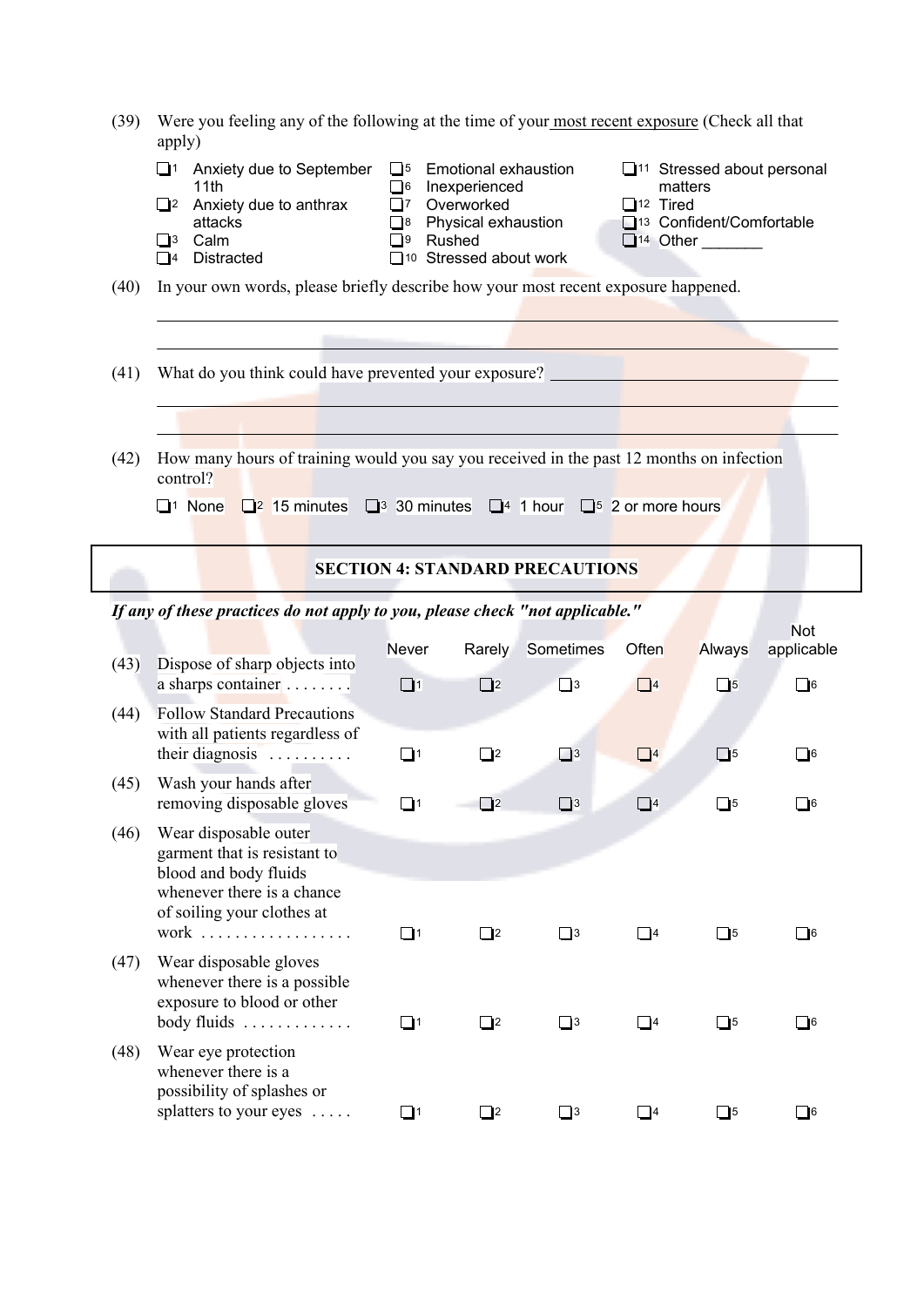(39) Were you feeling any of the following at the time of your most recent exposure (Check all that apply)

- ❑1 Anxiety due to September 11th
- ❑2 Anxiety due to anthrax attacks
- ❑3 Calm
- ❑4 Distracted
- ❑5 Emotional exhaustion
- ❑6 Inexperienced
- ❑7 Overworked
- ❑8 Physical exhaustion
- ❑9 Rushed
- ❑10 Stressed about work
- ❑11 Stressed about personal matters
- ❑12 Tired
- ❑13 Confident/Comfortable
- ❑14 Other _______

(40) In your own words, please briefly describe how your most recent exposure happened.

___

___

(41) What do you think could have prevented your exposure? ___

___

___

(42) How many hours of training would you say you received in the past 12 months on infection control?

❑1 None ❑2 15 minutes ❑3 30 minutes ❑4 1 hour ❑5 2 or more hours

## SECTION 4: STANDARD PRECAUTIONS

***If any of these practices do not apply to you, please check "not applicable."***

| | | Never | Rarely | Sometimes | Often | Always | Not applicable |
|---|---|---|---|---|---|---|---|
| (43) | Dispose of sharp objects into a sharps container . . . . . . . . | ❑1 | ❑2 | ❑3 | ❑4 | ❑5 | ❑6 |
| (44) | Follow Standard Precautions with all patients regardless of their diagnosis . . . . . . . . . . | ❑1 | ❑2 | ❑3 | ❑4 | ❑5 | ❑6 |
| (45) | Wash your hands after removing disposable gloves | ❑1 | ❑2 | ❑3 | ❑4 | ❑5 | ❑6 |
| (46) | Wear disposable outer garment that is resistant to blood and body fluids whenever there is a chance of soiling your clothes at work . . . . . . . . . . . . . . . . . . | ❑1 | ❑2 | ❑3 | ❑4 | ❑5 | ❑6 |
| (47) | Wear disposable gloves whenever there is a possible exposure to blood or other body fluids . . . . . . . . . . . . . | ❑1 | ❑2 | ❑3 | ❑4 | ❑5 | ❑6 |
| (48) | Wear eye protection whenever there is a possibility of splashes or splatters to your eyes . . . . . | ❑1 | ❑2 | ❑3 | ❑4 | ❑5 | ❑6 |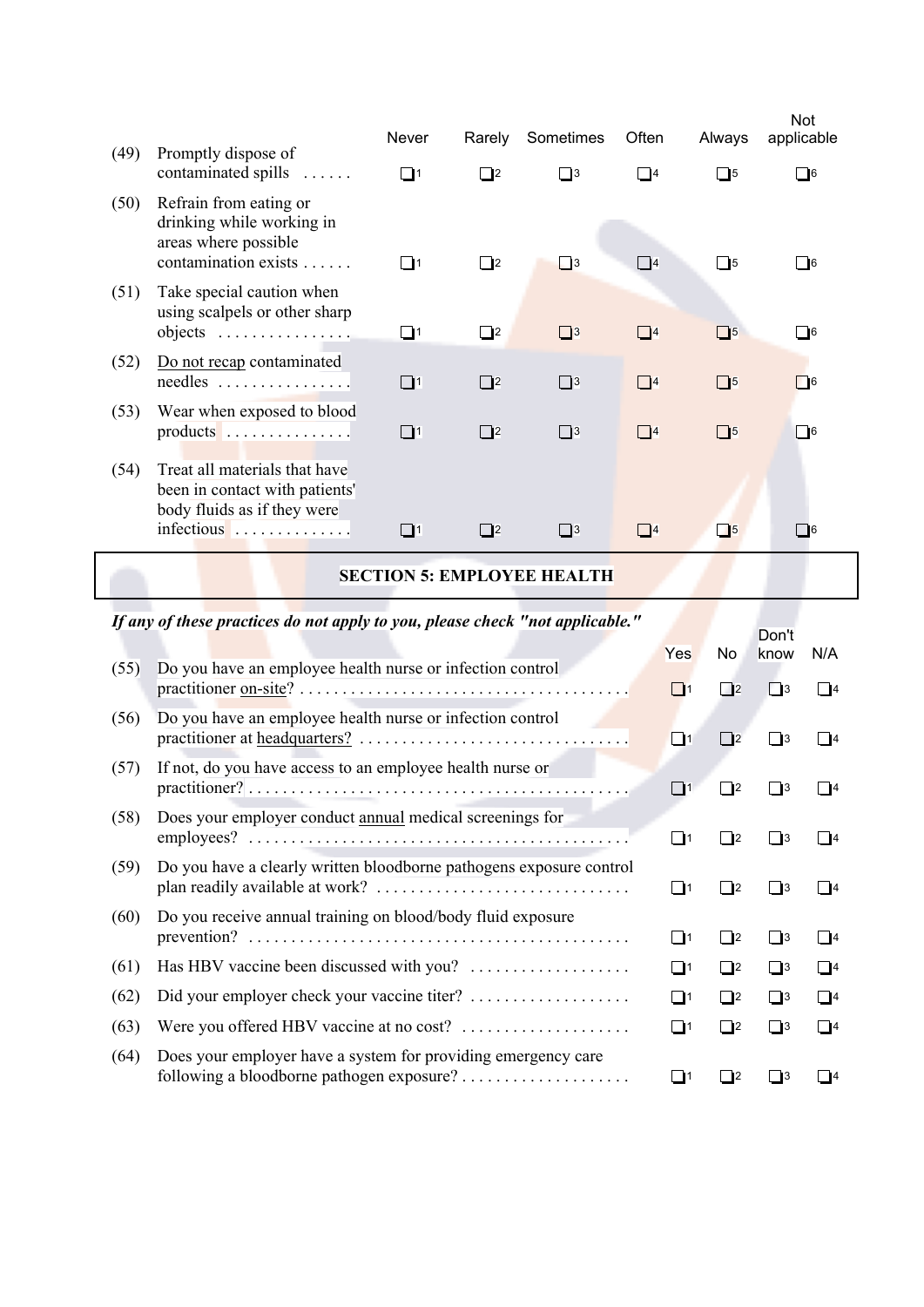| | | Never | Rarely | Sometimes | Often | Always | Not applicable |
|---|---|---|---|---|---|---|---|
| (49) | Promptly dispose of contaminated spills ...... | ☐1 | ☐2 | ☐3 | ☐4 | ☐5 | ☐6 |
| (50) | Refrain from eating or drinking while working in areas where possible contamination exists ...... | ☐1 | ☐2 | ☐3 | ☐4 | ☐5 | ☐6 |
| (51) | Take special caution when using scalpels or other sharp objects ................ | ☐1 | ☐2 | ☐3 | ☐4 | ☐5 | ☐6 |
| (52) | <u>Do not recap</u> contaminated needles ................ | ☐1 | ☐2 | ☐3 | ☐4 | ☐5 | ☐6 |
| (53) | Wear when exposed to blood products ............... | ☐1 | ☐2 | ☐3 | ☐4 | ☐5 | ☐6 |
| (54) | Treat all materials that have been in contact with patients' body fluids as if they were infectious .............. | ☐1 | ☐2 | ☐3 | ☐4 | ☐5 | ☐6 |

## SECTION 5: EMPLOYEE HEALTH

***If any of these practices do not apply to you, please check "not applicable."***

| | | Yes | No | Don't know | N/A |
|---|---|---|---|---|---|
| (55) | Do you have an employee health nurse or infection control practitioner <u>on-site</u>? ...................................... | ☐1 | ☐2 | ☐3 | ☐4 |
| (56) | Do you have an employee health nurse or infection control practitioner at <u>headquarters?</u> ............................... | ☐1 | ☐2 | ☐3 | ☐4 |
| (57) | If not, do you have access to an employee health nurse or practitioner? ............................................ | ☐1 | ☐2 | ☐3 | ☐4 |
| (58) | Does your employer conduct <u>annual</u> medical screenings for employees? ............................................ | ☐1 | ☐2 | ☐3 | ☐4 |
| (59) | Do you have a clearly written bloodborne pathogens exposure control plan readily available at work? ............................. | ☐1 | ☐2 | ☐3 | ☐4 |
| (60) | Do you receive annual training on blood/body fluid exposure prevention? ............................................ | ☐1 | ☐2 | ☐3 | ☐4 |
| (61) | Has HBV vaccine been discussed with you? .................. | ☐1 | ☐2 | ☐3 | ☐4 |
| (62) | Did your employer check your vaccine titer? ................... | ☐1 | ☐2 | ☐3 | ☐4 |
| (63) | Were you offered HBV vaccine at no cost? .................... | ☐1 | ☐2 | ☐3 | ☐4 |
| (64) | Does your employer have a system for providing emergency care following a bloodborne pathogen exposure? .................... | ☐1 | ☐2 | ☐3 | ☐4 |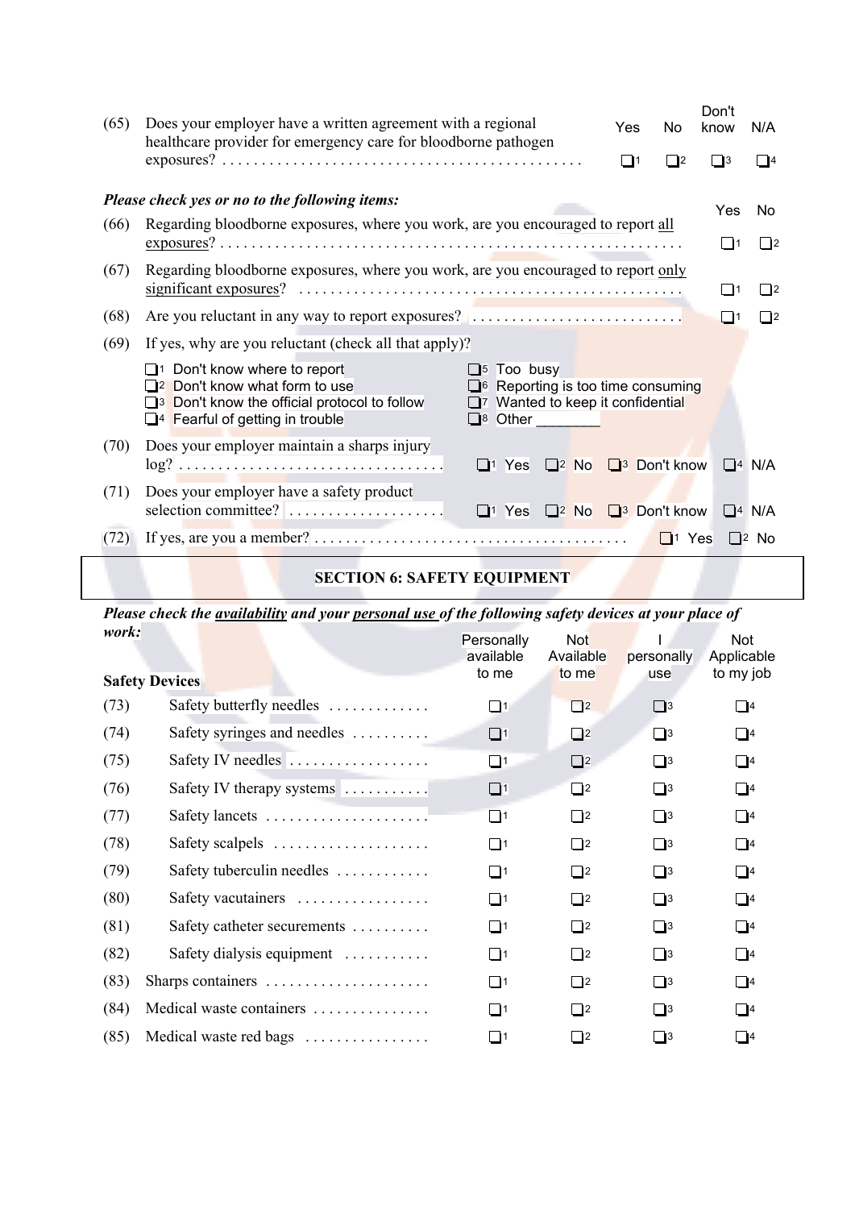(65) Does your employer have a written agreement with a regional healthcare provider for emergency care for bloodborne pathogen exposures?

| Yes | No | Don't know | N/A |
|---|---|---|---|
| ❑1 | ❑2 | ❑3 | ❑4 |

***Please check yes or no to the following items:***

| | | Yes | No |
|---|---|---|---|
| (66) | Regarding bloodborne exposures, where you work, are you encouraged to report <u>all</u> <u>exposures</u>? | ❑1 | ❑2 |
| (67) | Regarding bloodborne exposures, where you work, are you encouraged to report <u>only</u> <u>significant exposures</u>? | ❑1 | ❑2 |
| (68) | Are you reluctant in any way to report exposures? | ❑1 | ❑2 |

(69) If yes, why are you reluctant (check all that apply)?

- ❑1 Don't know where to report
- ❑2 Don't know what form to use
- ❑3 Don't know the official protocol to follow
- ❑4 Fearful of getting in trouble
- ❑5 Too busy
- ❑6 Reporting is too time consuming
- ❑7 Wanted to keep it confidential
- ❑8 Other ________

(70) Does your employer maintain a sharps injury log? ❑1 Yes ❑2 No ❑3 Don't know ❑4 N/A

(71) Does your employer have a safety product selection committee? ❑1 Yes ❑2 No ❑3 Don't know ❑4 N/A

(72) If yes, are you a member? ❑1 Yes ❑2 No

## SECTION 6: SAFETY EQUIPMENT

***Please check the <u>availability</u> and your <u>personal use</u> of the following safety devices at your place of work:***

| | Safety Devices | Personally available to me | Not Available to me | I personally use | Not Applicable to my job |
|---|---|---|---|---|---|
| (73) | Safety butterfly needles | ❑1 | ❑2 | ❑3 | ❑4 |
| (74) | Safety syringes and needles | ❑1 | ❑2 | ❑3 | ❑4 |
| (75) | Safety IV needles | ❑1 | ❑2 | ❑3 | ❑4 |
| (76) | Safety IV therapy systems | ❑1 | ❑2 | ❑3 | ❑4 |
| (77) | Safety lancets | ❑1 | ❑2 | ❑3 | ❑4 |
| (78) | Safety scalpels | ❑1 | ❑2 | ❑3 | ❑4 |
| (79) | Safety tuberculin needles | ❑1 | ❑2 | ❑3 | ❑4 |
| (80) | Safety vacutainers | ❑1 | ❑2 | ❑3 | ❑4 |
| (81) | Safety catheter securements | ❑1 | ❑2 | ❑3 | ❑4 |
| (82) | Safety dialysis equipment | ❑1 | ❑2 | ❑3 | ❑4 |
| (83) | Sharps containers | ❑1 | ❑2 | ❑3 | ❑4 |
| (84) | Medical waste containers | ❑1 | ❑2 | ❑3 | ❑4 |
| (85) | Medical waste red bags | ❑1 | ❑2 | ❑3 | ❑4 |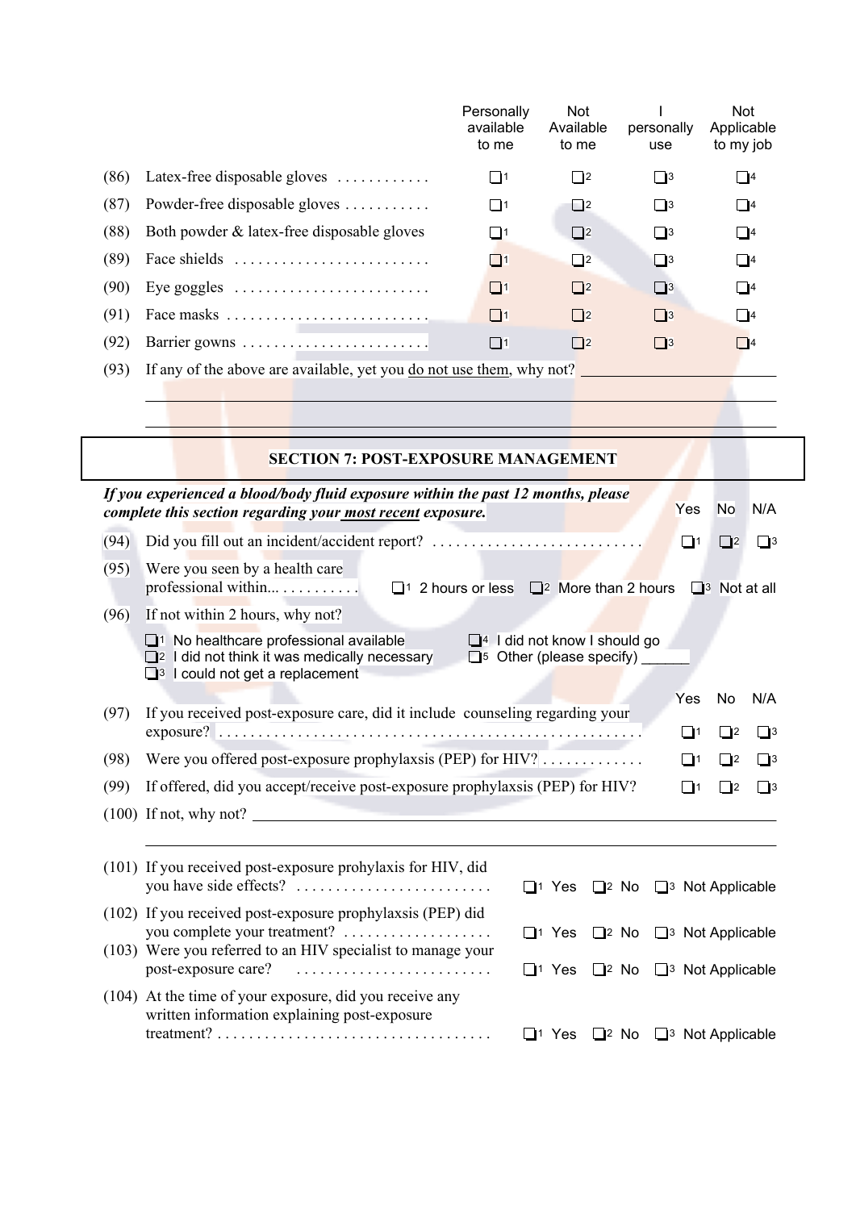| | | Personally available to me | Not Available to me | I personally use | Not Applicable to my job |
|---|---|---|---|---|---|
| (86) | Latex-free disposable gloves ............ | ❑1 | ❑2 | ❑3 | ❑4 |
| (87) | Powder-free disposable gloves ........... | ❑1 | ❑2 | ❑3 | ❑4 |
| (88) | Both powder & latex-free disposable gloves | ❑1 | ❑2 | ❑3 | ❑4 |
| (89) | Face shields ......................... | ❑1 | ❑2 | ❑3 | ❑4 |
| (90) | Eye goggles ......................... | ❑1 | ❑2 | ❑3 | ❑4 |
| (91) | Face masks .......................... | ❑1 | ❑2 | ❑3 | ❑4 |
| (92) | Barrier gowns ........................ | ❑1 | ❑2 | ❑3 | ❑4 |

(93) If any of the above are available, yet you <u>do not use them</u>, why not? ________________________

______________________________________________________________________________

______________________________________________________________________________

## SECTION 7: POST-EXPOSURE MANAGEMENT

***If you experienced a blood/body fluid exposure within the past 12 months, please complete this section regarding your <u>most recent</u> exposure.***

| | | Yes | No | N/A |
|---|---|---|---|---|
| (94) | Did you fill out an incident/accident report? ............................ | ❑1 | ❑2 | ❑3 |

(95) Were you seen by a health care professional within... .......... ❑1 2 hours or less ❑2 More than 2 hours ❑3 Not at all

(96) If not within 2 hours, why not?

❑1 No healthcare professional available
❑2 I did not think it was medically necessary
❑3 I could not get a replacement
❑4 I did not know I should go
❑5 Other (please specify) ______

| | | Yes | No | N/A |
|---|---|---|---|---|
| (97) | If you received post-exposure care, did it include counseling regarding your exposure? ..................................................... | ❑1 | ❑2 | ❑3 |
| (98) | Were you offered post-exposure prophylaxsis (PEP) for HIV? ............. | ❑1 | ❑2 | ❑3 |
| (99) | If offered, did you accept/receive post-exposure prophylaxsis (PEP) for HIV? | ❑1 | ❑2 | ❑3 |

(100) If not, why not? ____________________________________________________________

______________________________________________________________________________

(101) If you received post-exposure prohylaxis for HIV, did you have side effects? ......................... ❑1 Yes ❑2 No ❑3 Not Applicable

(102) If you received post-exposure prophylaxsis (PEP) did you complete your treatment? ................... ❑1 Yes ❑2 No ❑3 Not Applicable

(103) Were you referred to an HIV specialist to manage your post-exposure care? ......................... ❑1 Yes ❑2 No ❑3 Not Applicable

(104) At the time of your exposure, did you receive any written information explaining post-exposure treatment? .................................. ❑1 Yes ❑2 No ❑3 Not Applicable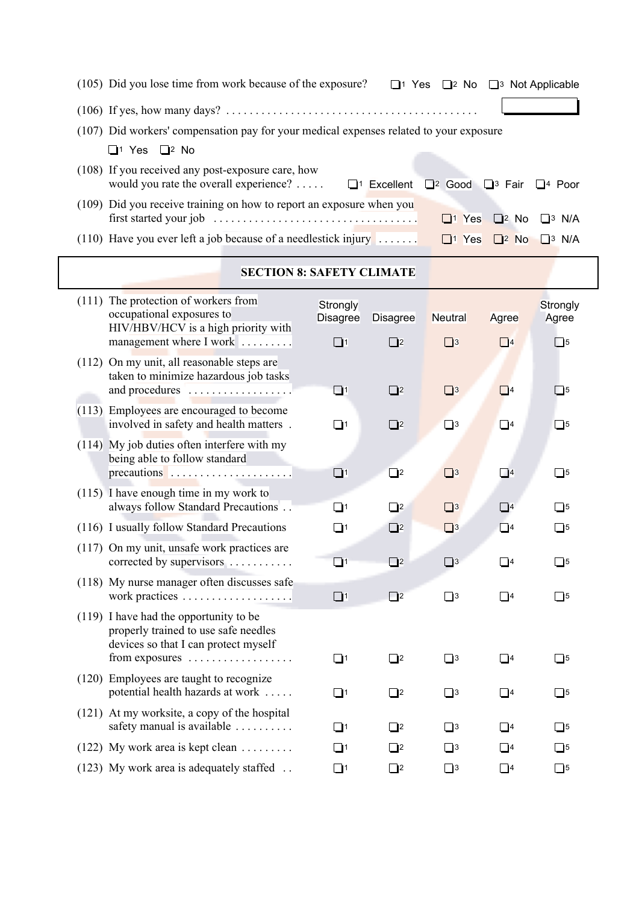(105) Did you lose time from work because of the exposure? ☐1 Yes ☐2 No ☐3 Not Applicable

(106) If yes, how many days? . . . . . . . . . . . . . . . . . . . . . . . . . . . . . . . . . . . . . . . . . ☐

(107) Did workers' compensation pay for your medical expenses related to your exposure

☐1 Yes ☐2 No

(108) If you received any post-exposure care, how would you rate the overall experience? . . . . . ☐1 Excellent ☐2 Good ☐3 Fair ☐4 Poor

(109) Did you receive training on how to report an exposure when you first started your job . . . . . . . . . . . . . . . . . . . . . . . . . . . . . . . . . . ☐1 Yes ☐2 No ☐3 N/A

(110) Have you ever left a job because of a needlestick injury . . . . . . . ☐1 Yes ☐2 No ☐3 N/A

## SECTION 8: SAFETY CLIMATE

| | Strongly Disagree | Disagree | Neutral | Agree | Strongly Agree |
|---|---|---|---|---|---|
| (111) The protection of workers from occupational exposures to HIV/HBV/HCV is a high priority with management where I work . . . . . . . . . | ☐1 | ☐2 | ☐3 | ☐4 | ☐5 |
| (112) On my unit, all reasonable steps are taken to minimize hazardous job tasks and procedures . . . . . . . . . . . . . . . . . . | ☐1 | ☐2 | ☐3 | ☐4 | ☐5 |
| (113) Employees are encouraged to become involved in safety and health matters . | ☐1 | ☐2 | ☐3 | ☐4 | ☐5 |
| (114) My job duties often interfere with my being able to follow standard precautions . . . . . . . . . . . . . . . . . . . . . | ☐1 | ☐2 | ☐3 | ☐4 | ☐5 |
| (115) I have enough time in my work to always follow Standard Precautions . . | ☐1 | ☐2 | ☐3 | ☐4 | ☐5 |
| (116) I usually follow Standard Precautions | ☐1 | ☐2 | ☐3 | ☐4 | ☐5 |
| (117) On my unit, unsafe work practices are corrected by supervisors . . . . . . . . . . . | ☐1 | ☐2 | ☐3 | ☐4 | ☐5 |
| (118) My nurse manager often discusses safe work practices . . . . . . . . . . . . . . . . . . . | ☐1 | ☐2 | ☐3 | ☐4 | ☐5 |
| (119) I have had the opportunity to be properly trained to use safe needles devices so that I can protect myself from exposures . . . . . . . . . . . . . . . . . . | ☐1 | ☐2 | ☐3 | ☐4 | ☐5 |
| (120) Employees are taught to recognize potential health hazards at work . . . . . | ☐1 | ☐2 | ☐3 | ☐4 | ☐5 |
| (121) At my worksite, a copy of the hospital safety manual is available . . . . . . . . . . | ☐1 | ☐2 | ☐3 | ☐4 | ☐5 |
| (122) My work area is kept clean . . . . . . . . . | ☐1 | ☐2 | ☐3 | ☐4 | ☐5 |
| (123) My work area is adequately staffed . . | ☐1 | ☐2 | ☐3 | ☐4 | ☐5 |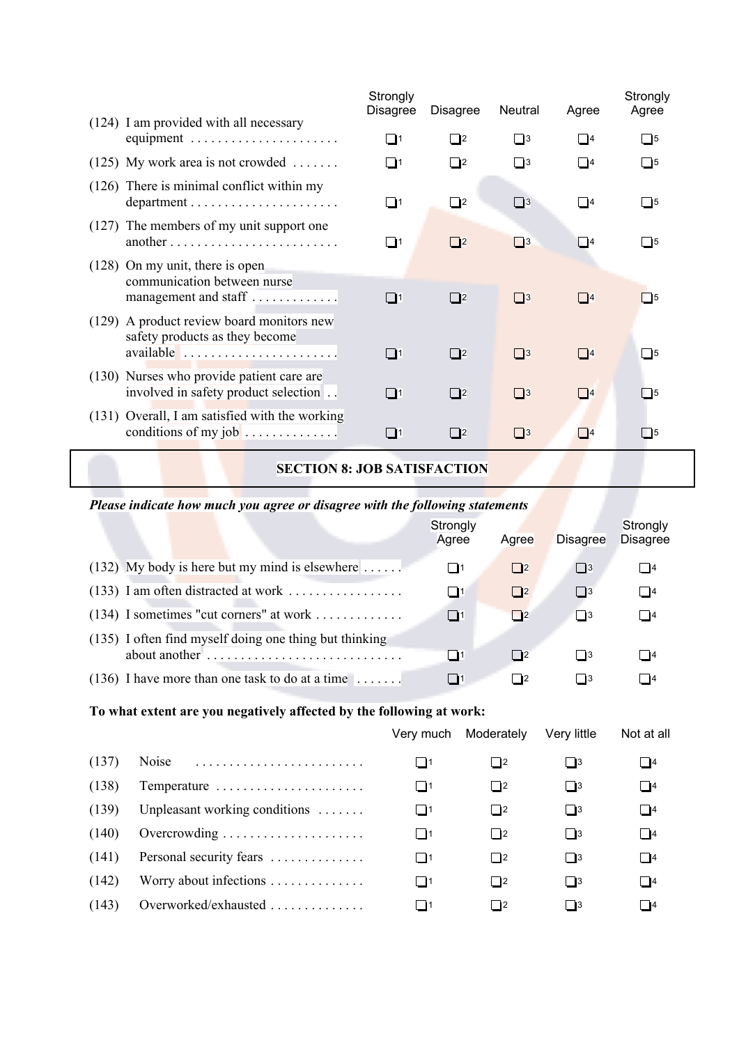| | Strongly Disagree | Disagree | Neutral | Agree | Strongly Agree |
|---|---|---|---|---|---|
| (124) I am provided with all necessary equipment | ☐1 | ☐2 | ☐3 | ☐4 | ☐5 |
| (125) My work area is not crowded | ☐1 | ☐2 | ☐3 | ☐4 | ☐5 |
| (126) There is minimal conflict within my department | ☐1 | ☐2 | ☐3 | ☐4 | ☐5 |
| (127) The members of my unit support one another | ☐1 | ☐2 | ☐3 | ☐4 | ☐5 |
| (128) On my unit, there is open communication between nurse management and staff | ☐1 | ☐2 | ☐3 | ☐4 | ☐5 |
| (129) A product review board monitors new safety products as they become available | ☐1 | ☐2 | ☐3 | ☐4 | ☐5 |
| (130) Nurses who provide patient care are involved in safety product selection | ☐1 | ☐2 | ☐3 | ☐4 | ☐5 |
| (131) Overall, I am satisfied with the working conditions of my job | ☐1 | ☐2 | ☐3 | ☐4 | ☐5 |

## SECTION 8: JOB SATISFACTION

***Please indicate how much you agree or disagree with the following statements***

| | Strongly Agree | Agree | Disagree | Strongly Disagree |
|---|---|---|---|---|
| (132) My body is here but my mind is elsewhere | ☐1 | ☐2 | ☐3 | ☐4 |
| (133) I am often distracted at work | ☐1 | ☐2 | ☐3 | ☐4 |
| (134) I sometimes "cut corners" at work | ☐1 | ☐2 | ☐3 | ☐4 |
| (135) I often find myself doing one thing but thinking about another | ☐1 | ☐2 | ☐3 | ☐4 |
| (136) I have more than one task to do at a time | ☐1 | ☐2 | ☐3 | ☐4 |

**To what extent are you negatively affected by the following at work:**

| | Very much | Moderately | Very little | Not at all |
|---|---|---|---|---|
| (137) Noise | ☐1 | ☐2 | ☐3 | ☐4 |
| (138) Temperature | ☐1 | ☐2 | ☐3 | ☐4 |
| (139) Unpleasant working conditions | ☐1 | ☐2 | ☐3 | ☐4 |
| (140) Overcrowding | ☐1 | ☐2 | ☐3 | ☐4 |
| (141) Personal security fears | ☐1 | ☐2 | ☐3 | ☐4 |
| (142) Worry about infections | ☐1 | ☐2 | ☐3 | ☐4 |
| (143) Overworked/exhausted | ☐1 | ☐2 | ☐3 | ☐4 |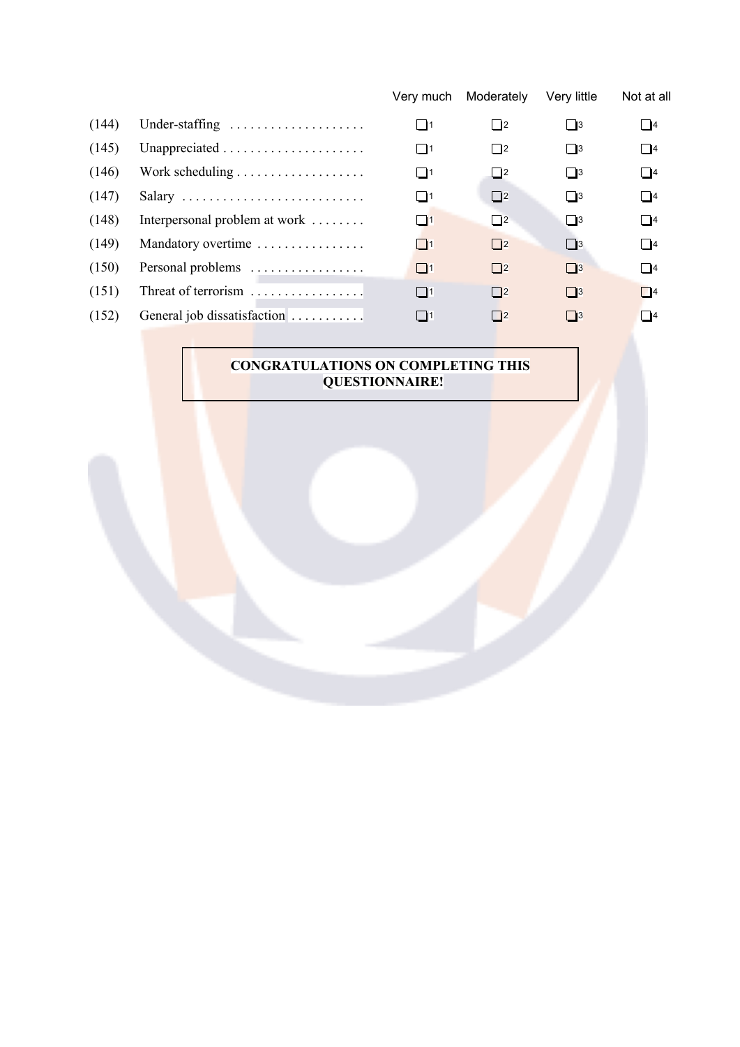| | | Very much | Moderately | Very little | Not at all |
|---|---|---|---|---|---|
| (144) | Under-staffing .................... | ❑1 | ❑2 | ❑3 | ❑4 |
| (145) | Unappreciated ..................... | ❑1 | ❑2 | ❑3 | ❑4 |
| (146) | Work scheduling ................... | ❑1 | ❑2 | ❑3 | ❑4 |
| (147) | Salary ........................... | ❑1 | ❑2 | ❑3 | ❑4 |
| (148) | Interpersonal problem at work ........ | ❑1 | ❑2 | ❑3 | ❑4 |
| (149) | Mandatory overtime ................ | ❑1 | ❑2 | ❑3 | ❑4 |
| (150) | Personal problems ................. | ❑1 | ❑2 | ❑3 | ❑4 |
| (151) | Threat of terrorism ................. | ❑1 | ❑2 | ❑3 | ❑4 |
| (152) | General job dissatisfaction ........... | ❑1 | ❑2 | ❑3 | ❑4 |

**CONGRATULATIONS ON COMPLETING THIS QUESTIONNAIRE!**